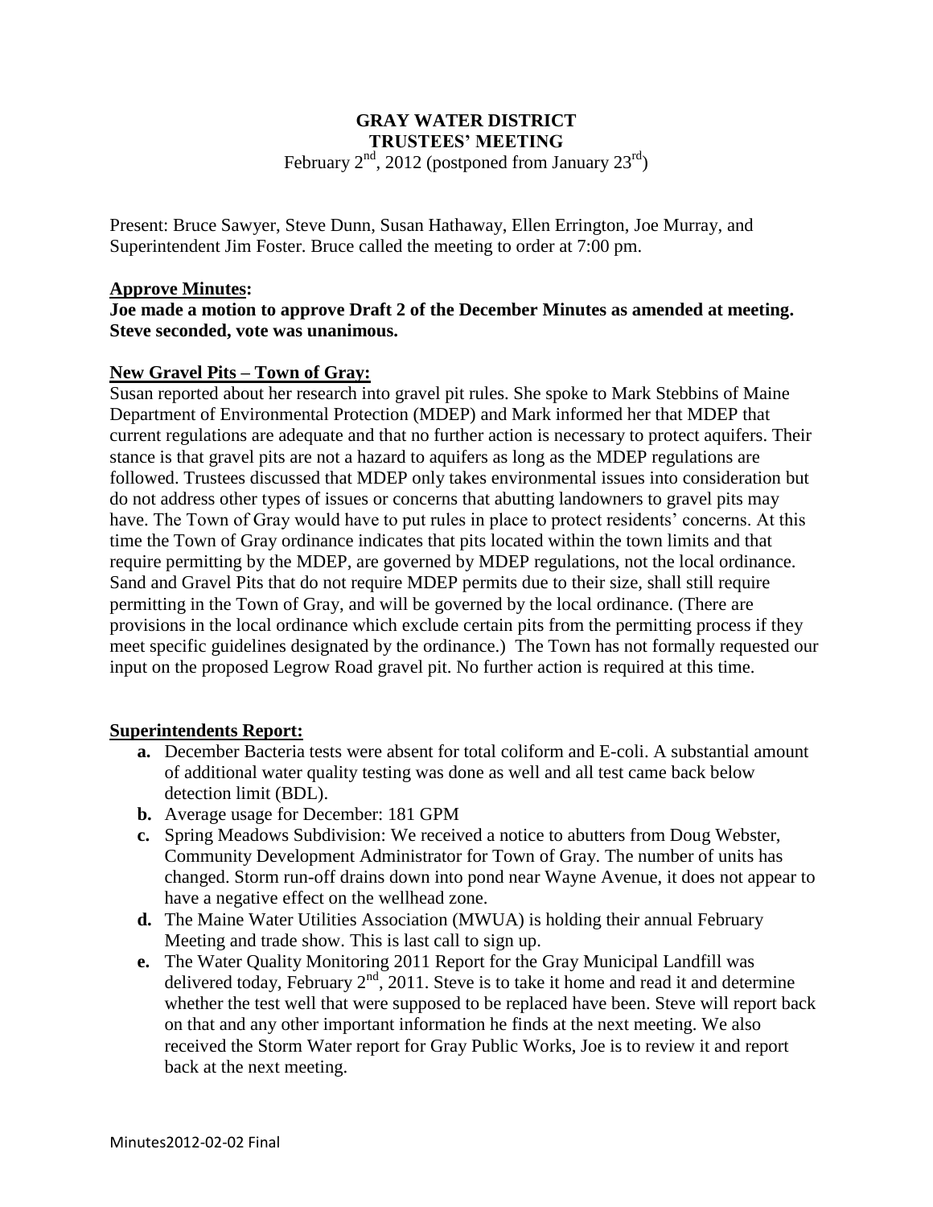# GRAY WATER DISTRICT
## TRUSTEES' MEETING

February 2nd, 2012 (postponed from January 23rd)

Present: Bruce Sawyer, Steve Dunn, Susan Hathaway, Ellen Errington, Joe Murray, and Superintendent Jim Foster. Bruce called the meeting to order at 7:00 pm.

**Approve Minutes:**

**Joe made a motion to approve Draft 2 of the December Minutes as amended at meeting. Steve seconded, vote was unanimous.**

**New Gravel Pits – Town of Gray:**

Susan reported about her research into gravel pit rules. She spoke to Mark Stebbins of Maine Department of Environmental Protection (MDEP) and Mark informed her that MDEP that current regulations are adequate and that no further action is necessary to protect aquifers. Their stance is that gravel pits are not a hazard to aquifers as long as the MDEP regulations are followed. Trustees discussed that MDEP only takes environmental issues into consideration but do not address other types of issues or concerns that abutting landowners to gravel pits may have. The Town of Gray would have to put rules in place to protect residents' concerns. At this time the Town of Gray ordinance indicates that pits located within the town limits and that require permitting by the MDEP, are governed by MDEP regulations, not the local ordinance. Sand and Gravel Pits that do not require MDEP permits due to their size, shall still require permitting in the Town of Gray, and will be governed by the local ordinance. (There are provisions in the local ordinance which exclude certain pits from the permitting process if they meet specific guidelines designated by the ordinance.) The Town has not formally requested our input on the proposed Legrow Road gravel pit. No further action is required at this time.

**Superintendents Report:**

- **a.** December Bacteria tests were absent for total coliform and E-coli. A substantial amount of additional water quality testing was done as well and all test came back below detection limit (BDL).
- **b.** Average usage for December: 181 GPM
- **c.** Spring Meadows Subdivision: We received a notice to abutters from Doug Webster, Community Development Administrator for Town of Gray. The number of units has changed. Storm run-off drains down into pond near Wayne Avenue, it does not appear to have a negative effect on the wellhead zone.
- **d.** The Maine Water Utilities Association (MWUA) is holding their annual February Meeting and trade show. This is last call to sign up.
- **e.** The Water Quality Monitoring 2011 Report for the Gray Municipal Landfill was delivered today, February 2nd, 2011. Steve is to take it home and read it and determine whether the test well that were supposed to be replaced have been. Steve will report back on that and any other important information he finds at the next meeting. We also received the Storm Water report for Gray Public Works, Joe is to review it and report back at the next meeting.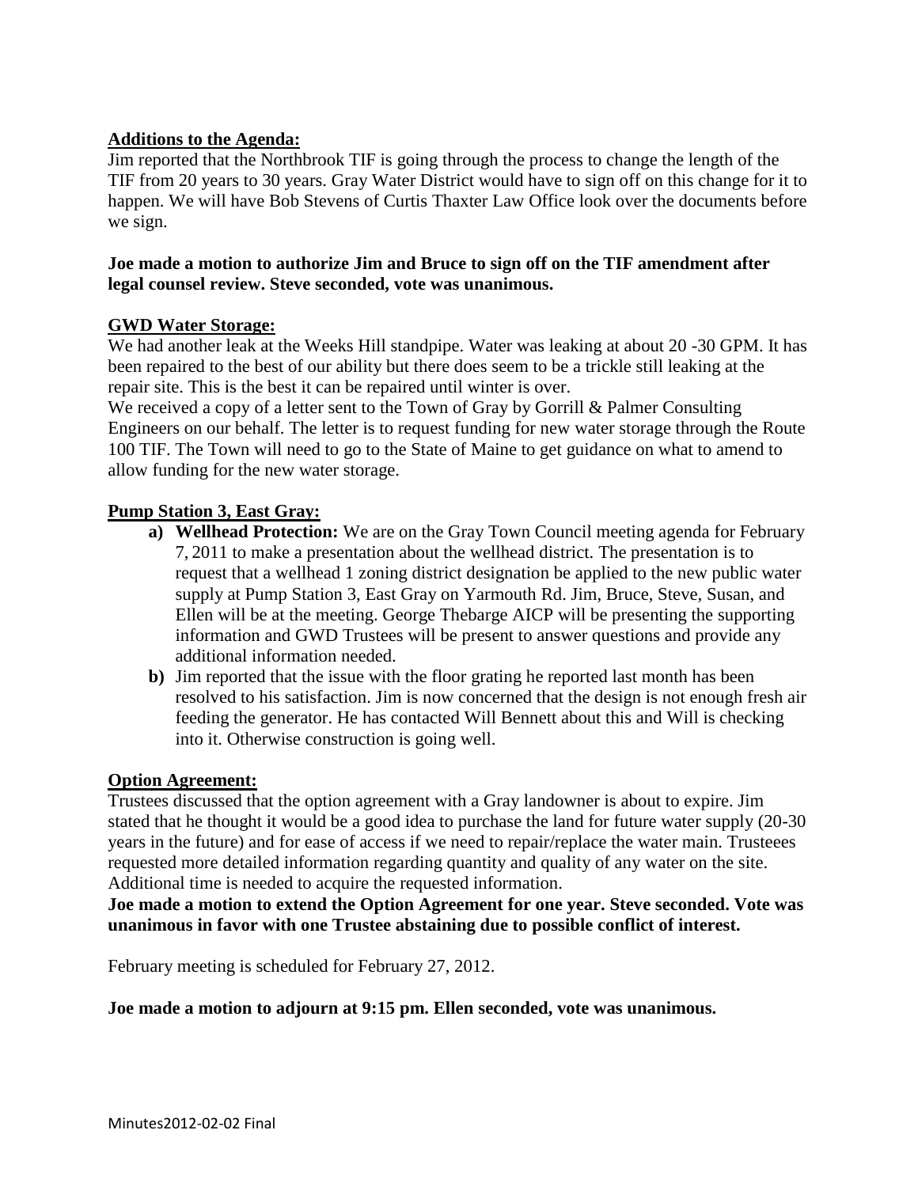**Additions to the Agenda:**

Jim reported that the Northbrook TIF is going through the process to change the length of the TIF from 20 years to 30 years. Gray Water District would have to sign off on this change for it to happen. We will have Bob Stevens of Curtis Thaxter Law Office look over the documents before we sign.

**Joe made a motion to authorize Jim and Bruce to sign off on the TIF amendment after legal counsel review. Steve seconded, vote was unanimous.**

**GWD Water Storage:**

We had another leak at the Weeks Hill standpipe. Water was leaking at about 20 -30 GPM. It has been repaired to the best of our ability but there does seem to be a trickle still leaking at the repair site. This is the best it can be repaired until winter is over.

We received a copy of a letter sent to the Town of Gray by Gorrill & Palmer Consulting Engineers on our behalf. The letter is to request funding for new water storage through the Route 100 TIF. The Town will need to go to the State of Maine to get guidance on what to amend to allow funding for the new water storage.

**Pump Station 3, East Gray:**

a) **Wellhead Protection:** We are on the Gray Town Council meeting agenda for February 7, 2011 to make a presentation about the wellhead district. The presentation is to request that a wellhead 1 zoning district designation be applied to the new public water supply at Pump Station 3, East Gray on Yarmouth Rd. Jim, Bruce, Steve, Susan, and Ellen will be at the meeting. George Thebarge AICP will be presenting the supporting information and GWD Trustees will be present to answer questions and provide any additional information needed.

b) Jim reported that the issue with the floor grating he reported last month has been resolved to his satisfaction. Jim is now concerned that the design is not enough fresh air feeding the generator. He has contacted Will Bennett about this and Will is checking into it. Otherwise construction is going well.

**Option Agreement:**

Trustees discussed that the option agreement with a Gray landowner is about to expire. Jim stated that he thought it would be a good idea to purchase the land for future water supply (20-30 years in the future) and for ease of access if we need to repair/replace the water main. Trusteees requested more detailed information regarding quantity and quality of any water on the site. Additional time is needed to acquire the requested information.

**Joe made a motion to extend the Option Agreement for one year. Steve seconded. Vote was unanimous in favor with one Trustee abstaining due to possible conflict of interest.**

February meeting is scheduled for February 27, 2012.

**Joe made a motion to adjourn at 9:15 pm. Ellen seconded, vote was unanimous.**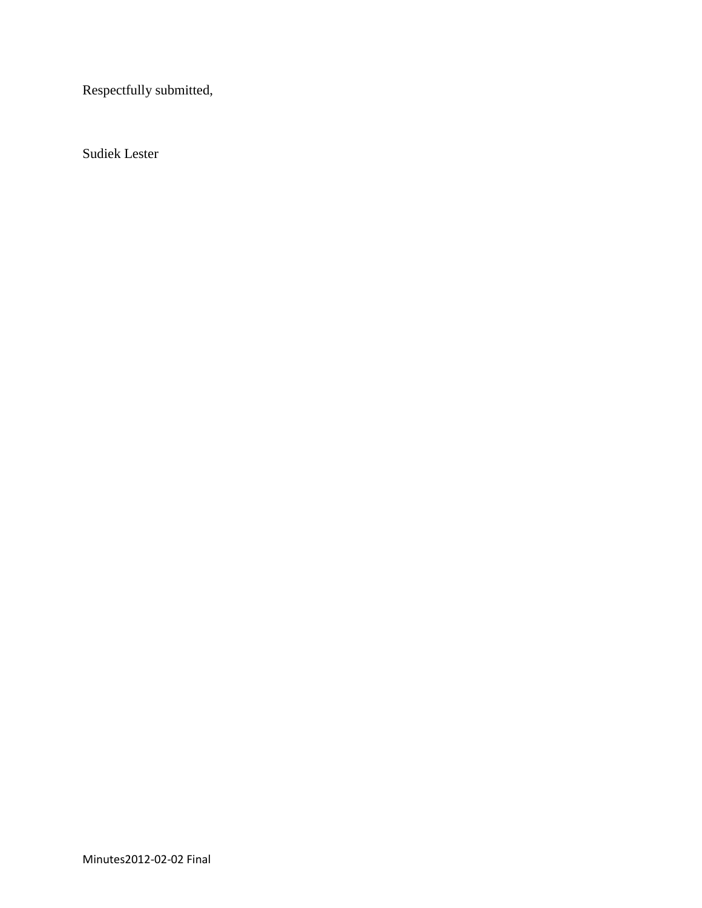Respectfully submitted,

Sudiek Lester